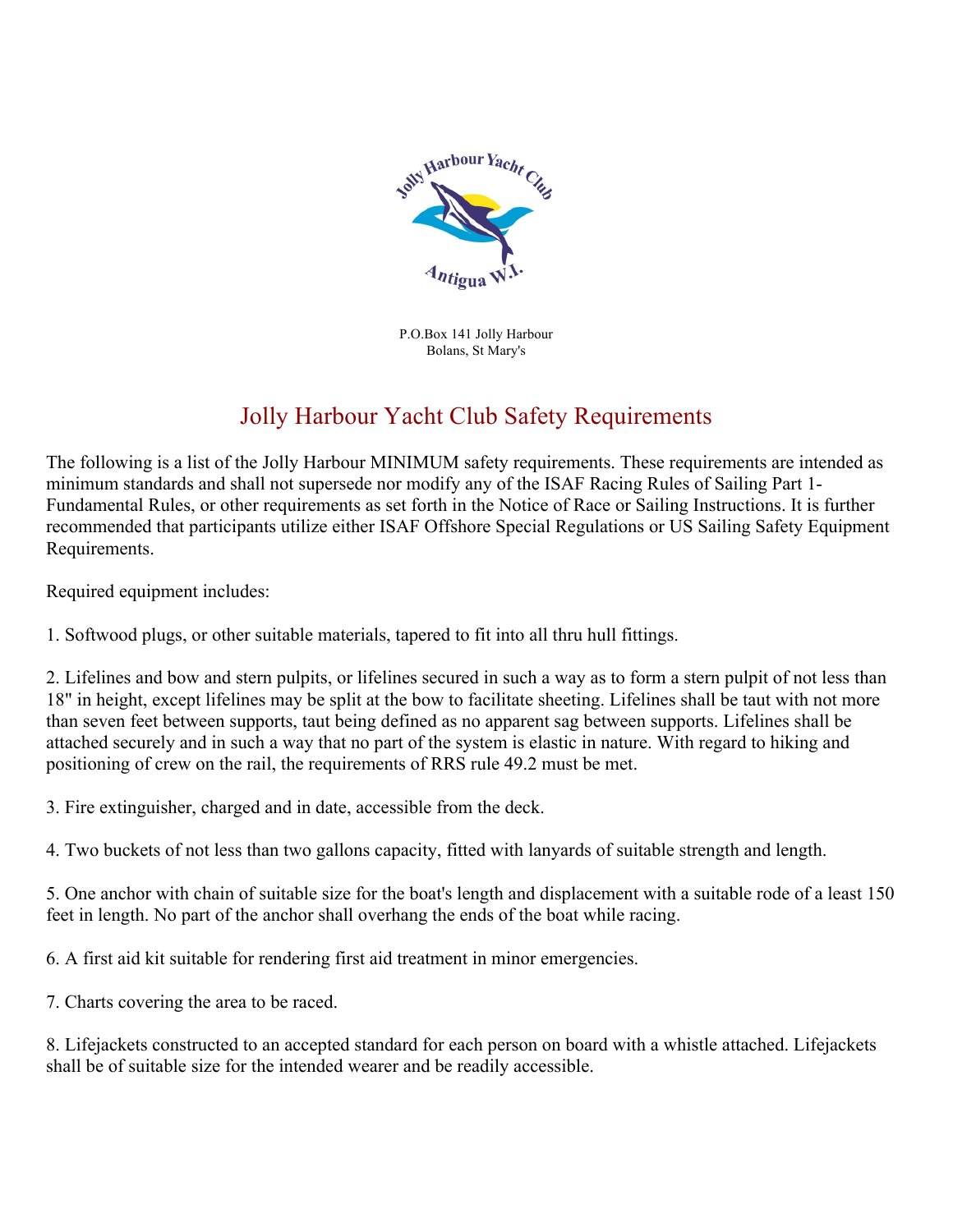P.O.Box 141 Jolly Harbour
Bolans, St Mary's

# Jolly Harbour Yacht Club Safety Requirements

The following is a list of the Jolly Harbour MINIMUM safety requirements. These requirements are intended as minimum standards and shall not supersede nor modify any of the ISAF Racing Rules of Sailing Part 1- Fundamental Rules, or other requirements as set forth in the Notice of Race or Sailing Instructions. It is further recommended that participants utilize either ISAF Offshore Special Regulations or US Sailing Safety Equipment Requirements.

Required equipment includes:

1. Softwood plugs, or other suitable materials, tapered to fit into all thru hull fittings.

2. Lifelines and bow and stern pulpits, or lifelines secured in such a way as to form a stern pulpit of not less than 18" in height, except lifelines may be split at the bow to facilitate sheeting. Lifelines shall be taut with not more than seven feet between supports, taut being defined as no apparent sag between supports. Lifelines shall be attached securely and in such a way that no part of the system is elastic in nature. With regard to hiking and positioning of crew on the rail, the requirements of RRS rule 49.2 must be met.

3. Fire extinguisher, charged and in date, accessible from the deck.

4. Two buckets of not less than two gallons capacity, fitted with lanyards of suitable strength and length.

5. One anchor with chain of suitable size for the boat's length and displacement with a suitable rode of a least 150 feet in length. No part of the anchor shall overhang the ends of the boat while racing.

6. A first aid kit suitable for rendering first aid treatment in minor emergencies.

7. Charts covering the area to be raced.

8. Lifejackets constructed to an accepted standard for each person on board with a whistle attached. Lifejackets shall be of suitable size for the intended wearer and be readily accessible.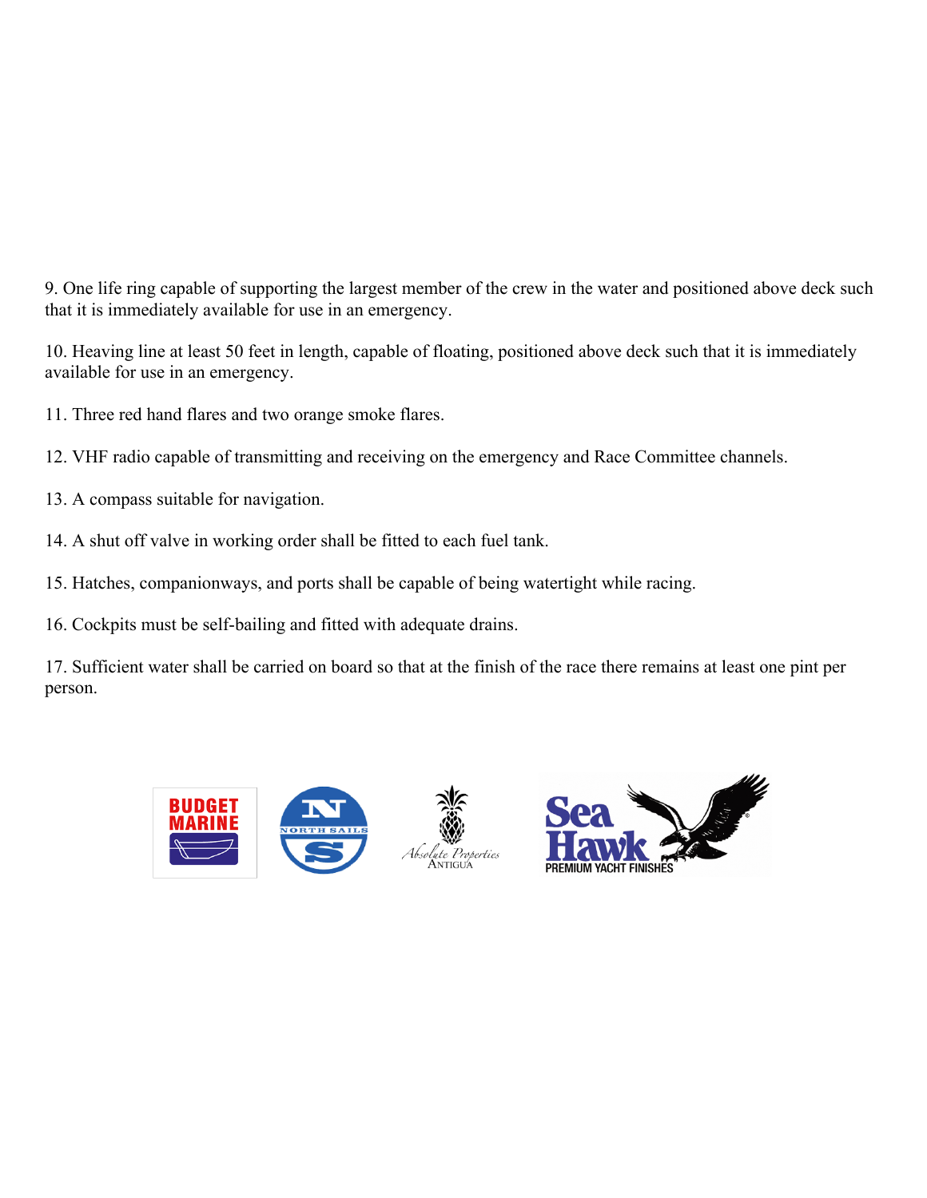9. One life ring capable of supporting the largest member of the crew in the water and positioned above deck such that it is immediately available for use in an emergency.

10. Heaving line at least 50 feet in length, capable of floating, positioned above deck such that it is immediately available for use in an emergency.

11. Three red hand flares and two orange smoke flares.

12. VHF radio capable of transmitting and receiving on the emergency and Race Committee channels.

13. A compass suitable for navigation.

14. A shut off valve in working order shall be fitted to each fuel tank.

15. Hatches, companionways, and ports shall be capable of being watertight while racing.

16. Cockpits must be self-bailing and fitted with adequate drains.

17. Sufficient water shall be carried on board so that at the finish of the race there remains at least one pint per person.

BUDGET MARINE

NORTH SAILS

Absolute Properties ANTIGUA

Sea Hawk PREMIUM YACHT FINISHES